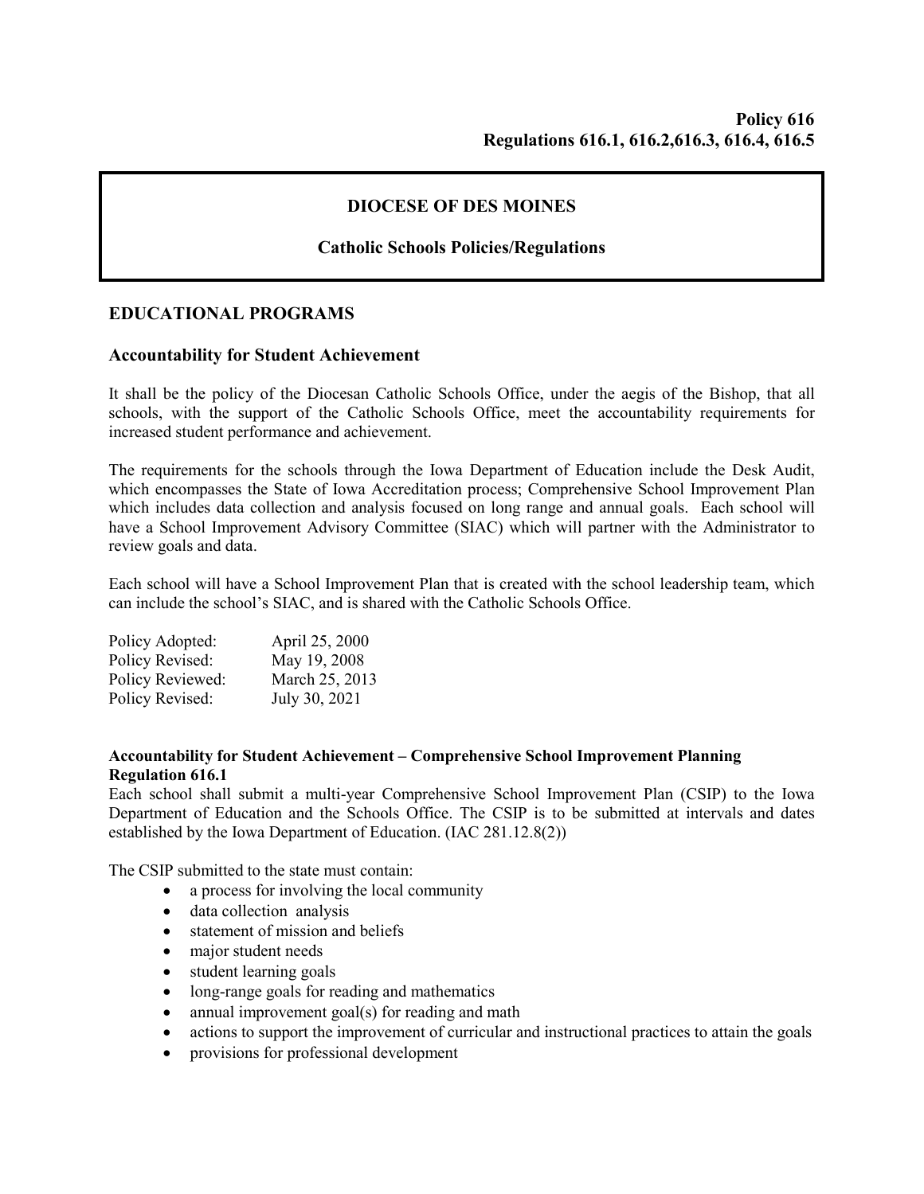**Policy 616**
**Regulations 616.1, 616.2,616.3, 616.4, 616.5**

# DIOCESE OF DES MOINES

## Catholic Schools Policies/Regulations

## EDUCATIONAL PROGRAMS

### Accountability for Student Achievement

It shall be the policy of the Diocesan Catholic Schools Office, under the aegis of the Bishop, that all schools, with the support of the Catholic Schools Office, meet the accountability requirements for increased student performance and achievement.

The requirements for the schools through the Iowa Department of Education include the Desk Audit, which encompasses the State of Iowa Accreditation process; Comprehensive School Improvement Plan which includes data collection and analysis focused on long range and annual goals. Each school will have a School Improvement Advisory Committee (SIAC) which will partner with the Administrator to review goals and data.

Each school will have a School Improvement Plan that is created with the school leadership team, which can include the school's SIAC, and is shared with the Catholic Schools Office.

| | |
|---|---|
| Policy Adopted: | April 25, 2000 |
| Policy Revised: | May 19, 2008 |
| Policy Reviewed: | March 25, 2013 |
| Policy Revised: | July 30, 2021 |

**Accountability for Student Achievement – Comprehensive School Improvement Planning**
**Regulation 616.1**

Each school shall submit a multi-year Comprehensive School Improvement Plan (CSIP) to the Iowa Department of Education and the Schools Office. The CSIP is to be submitted at intervals and dates established by the Iowa Department of Education. (IAC 281.12.8(2))

The CSIP submitted to the state must contain:

- a process for involving the local community
- data collection analysis
- statement of mission and beliefs
- major student needs
- student learning goals
- long-range goals for reading and mathematics
- annual improvement goal(s) for reading and math
- actions to support the improvement of curricular and instructional practices to attain the goals
- provisions for professional development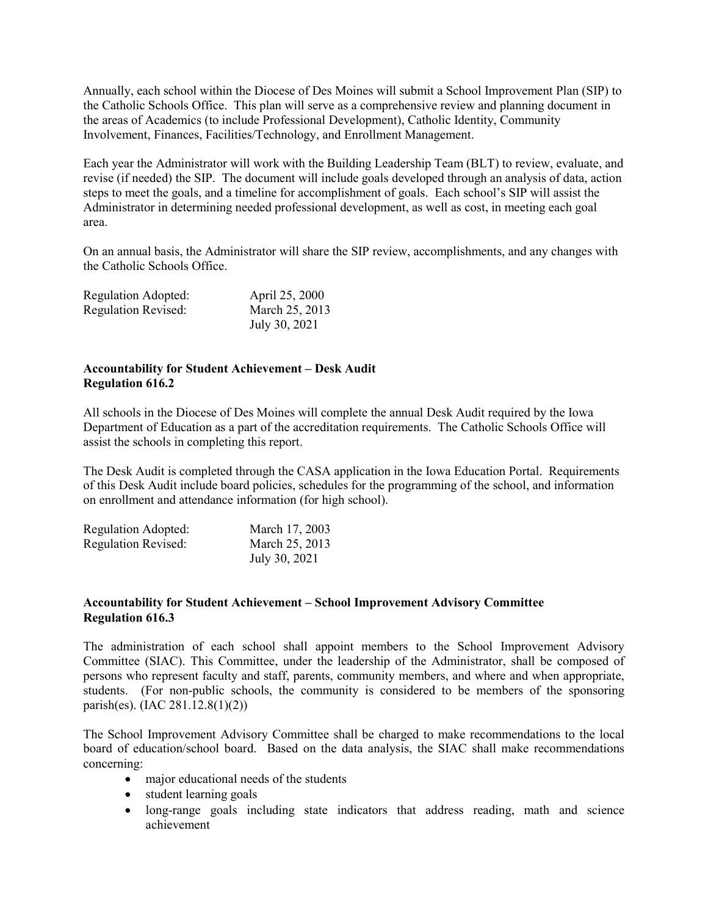Annually, each school within the Diocese of Des Moines will submit a School Improvement Plan (SIP) to the Catholic Schools Office. This plan will serve as a comprehensive review and planning document in the areas of Academics (to include Professional Development), Catholic Identity, Community Involvement, Finances, Facilities/Technology, and Enrollment Management.

Each year the Administrator will work with the Building Leadership Team (BLT) to review, evaluate, and revise (if needed) the SIP. The document will include goals developed through an analysis of data, action steps to meet the goals, and a timeline for accomplishment of goals. Each school's SIP will assist the Administrator in determining needed professional development, as well as cost, in meeting each goal area.

On an annual basis, the Administrator will share the SIP review, accomplishments, and any changes with the Catholic Schools Office.

Regulation Adopted: April 25, 2000
Regulation Revised: March 25, 2013
July 30, 2021

**Accountability for Student Achievement – Desk Audit**
**Regulation 616.2**

All schools in the Diocese of Des Moines will complete the annual Desk Audit required by the Iowa Department of Education as a part of the accreditation requirements. The Catholic Schools Office will assist the schools in completing this report.

The Desk Audit is completed through the CASA application in the Iowa Education Portal. Requirements of this Desk Audit include board policies, schedules for the programming of the school, and information on enrollment and attendance information (for high school).

Regulation Adopted: March 17, 2003
Regulation Revised: March 25, 2013
July 30, 2021

**Accountability for Student Achievement – School Improvement Advisory Committee**
**Regulation 616.3**

The administration of each school shall appoint members to the School Improvement Advisory Committee (SIAC). This Committee, under the leadership of the Administrator, shall be composed of persons who represent faculty and staff, parents, community members, and where and when appropriate, students. (For non-public schools, the community is considered to be members of the sponsoring parish(es). (IAC 281.12.8(1)(2))

The School Improvement Advisory Committee shall be charged to make recommendations to the local board of education/school board. Based on the data analysis, the SIAC shall make recommendations concerning:

- major educational needs of the students
- student learning goals
- long-range goals including state indicators that address reading, math and science achievement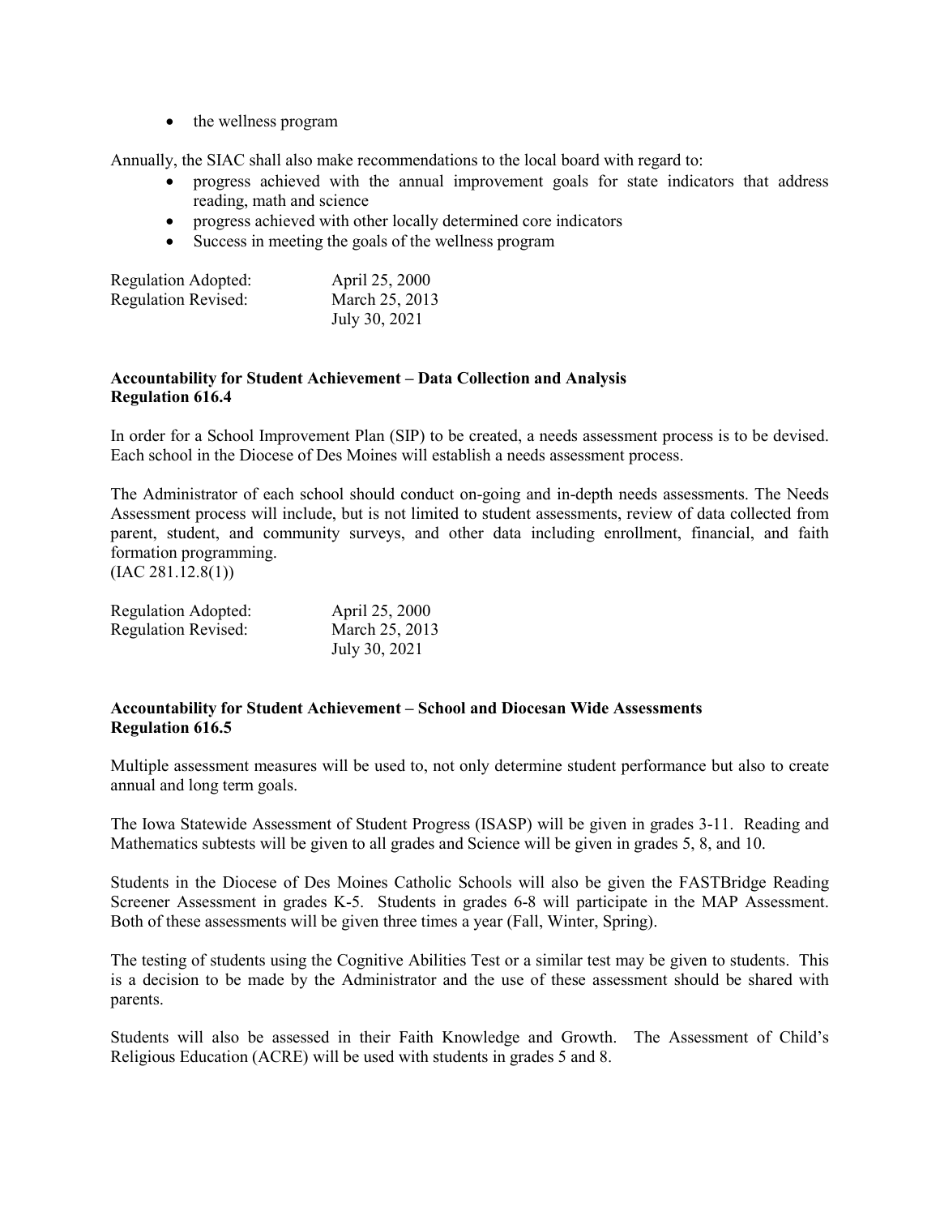- the wellness program

Annually, the SIAC shall also make recommendations to the local board with regard to:

- progress achieved with the annual improvement goals for state indicators that address reading, math and science
- progress achieved with other locally determined core indicators
- Success in meeting the goals of the wellness program

| | |
|---|---|
| Regulation Adopted: | April 25, 2000 |
| Regulation Revised: | March 25, 2013 |
| | July 30, 2021 |

**Accountability for Student Achievement – Data Collection and Analysis**
**Regulation 616.4**

In order for a School Improvement Plan (SIP) to be created, a needs assessment process is to be devised. Each school in the Diocese of Des Moines will establish a needs assessment process.

The Administrator of each school should conduct on-going and in-depth needs assessments. The Needs Assessment process will include, but is not limited to student assessments, review of data collected from parent, student, and community surveys, and other data including enrollment, financial, and faith formation programming.
(IAC 281.12.8(1))

| | |
|---|---|
| Regulation Adopted: | April 25, 2000 |
| Regulation Revised: | March 25, 2013 |
| | July 30, 2021 |

**Accountability for Student Achievement – School and Diocesan Wide Assessments**
**Regulation 616.5**

Multiple assessment measures will be used to, not only determine student performance but also to create annual and long term goals.

The Iowa Statewide Assessment of Student Progress (ISASP) will be given in grades 3-11. Reading and Mathematics subtests will be given to all grades and Science will be given in grades 5, 8, and 10.

Students in the Diocese of Des Moines Catholic Schools will also be given the FASTBridge Reading Screener Assessment in grades K-5. Students in grades 6-8 will participate in the MAP Assessment. Both of these assessments will be given three times a year (Fall, Winter, Spring).

The testing of students using the Cognitive Abilities Test or a similar test may be given to students. This is a decision to be made by the Administrator and the use of these assessment should be shared with parents.

Students will also be assessed in their Faith Knowledge and Growth. The Assessment of Child's Religious Education (ACRE) will be used with students in grades 5 and 8.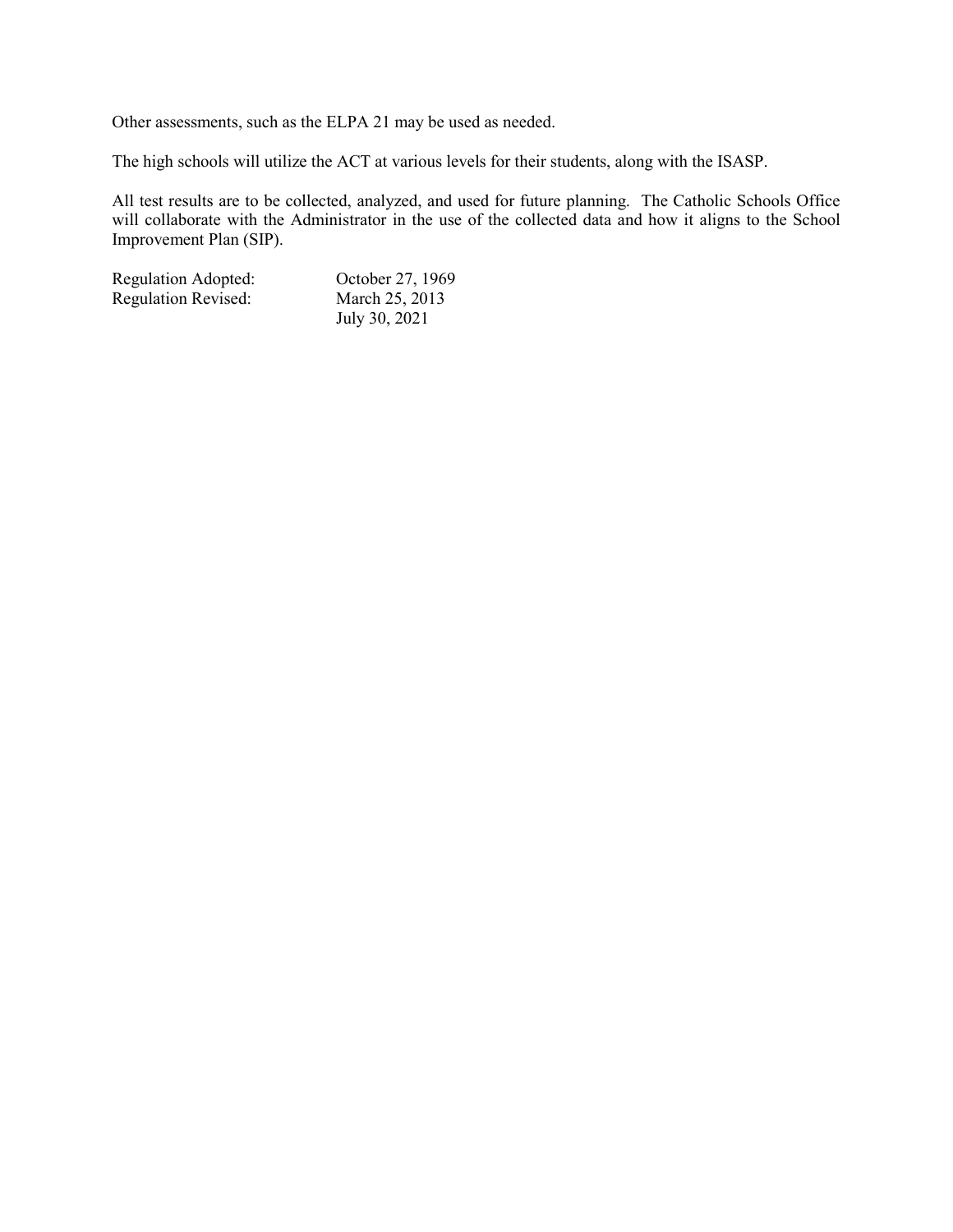Other assessments, such as the ELPA 21 may be used as needed.

The high schools will utilize the ACT at various levels for their students, along with the ISASP.

All test results are to be collected, analyzed, and used for future planning. The Catholic Schools Office will collaborate with the Administrator in the use of the collected data and how it aligns to the School Improvement Plan (SIP).

| | |
|---|---|
| Regulation Adopted: | October 27, 1969 |
| Regulation Revised: | March 25, 2013 |
| | July 30, 2021 |